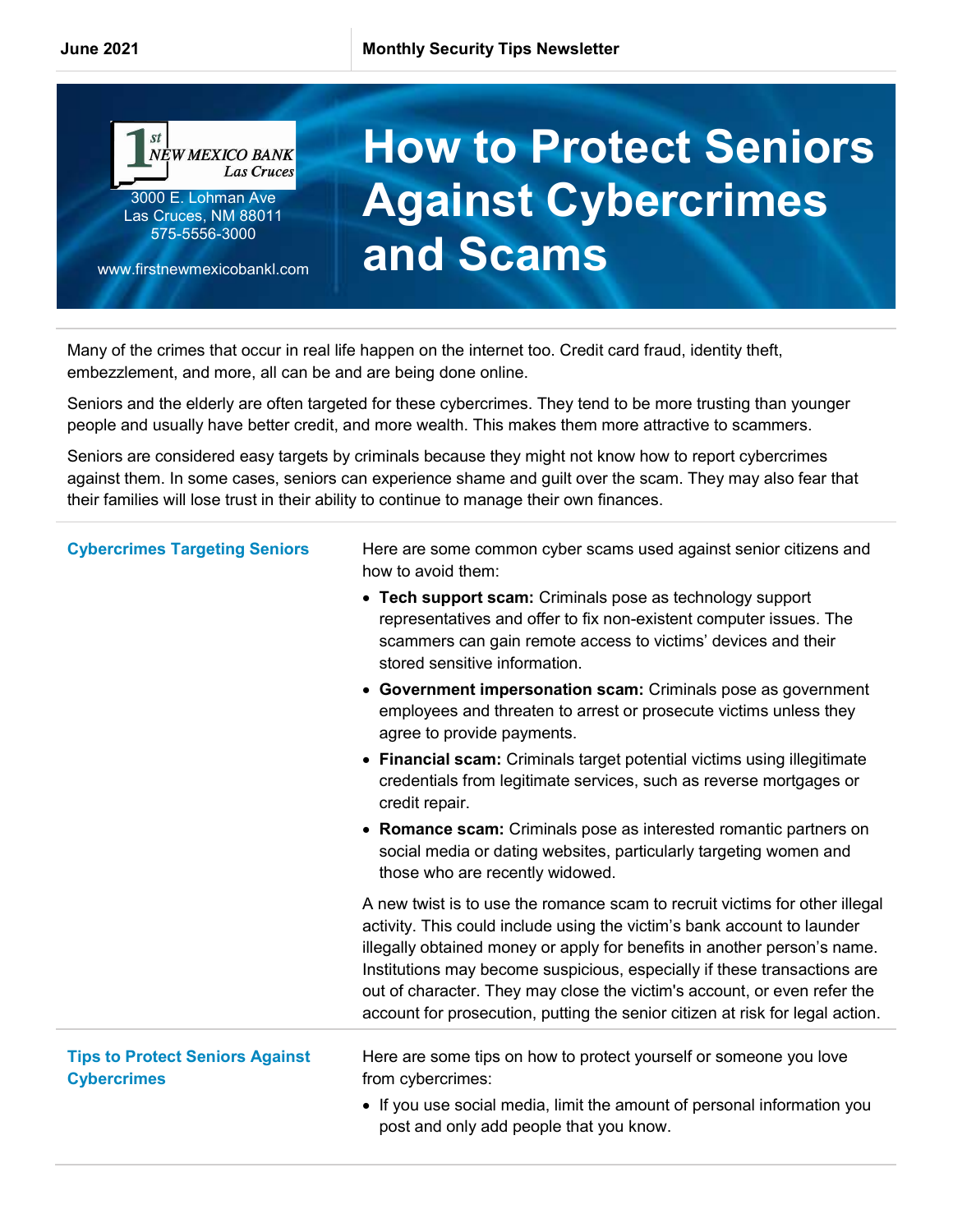1st NEW MEXICO BANK Las Cruces

3000 E. Lohman Ave
Las Cruces, NM 88011
575-5556-3000

www.firstnewmexicobankl.com

# How to Protect Seniors Against Cybercrimes and Scams

Many of the crimes that occur in real life happen on the internet too. Credit card fraud, identity theft, embezzlement, and more, all can be and are being done online.

Seniors and the elderly are often targeted for these cybercrimes. They tend to be more trusting than younger people and usually have better credit, and more wealth. This makes them more attractive to scammers.

Seniors are considered easy targets by criminals because they might not know how to report cybercrimes against them. In some cases, seniors can experience shame and guilt over the scam. They may also fear that their families will lose trust in their ability to continue to manage their own finances.

## Cybercrimes Targeting Seniors

Here are some common cyber scams used against senior citizens and how to avoid them:

- **Tech support scam:** Criminals pose as technology support representatives and offer to fix non-existent computer issues. The scammers can gain remote access to victims' devices and their stored sensitive information.
- **Government impersonation scam:** Criminals pose as government employees and threaten to arrest or prosecute victims unless they agree to provide payments.
- **Financial scam:** Criminals target potential victims using illegitimate credentials from legitimate services, such as reverse mortgages or credit repair.
- **Romance scam:** Criminals pose as interested romantic partners on social media or dating websites, particularly targeting women and those who are recently widowed.

A new twist is to use the romance scam to recruit victims for other illegal activity. This could include using the victim's bank account to launder illegally obtained money or apply for benefits in another person's name. Institutions may become suspicious, especially if these transactions are out of character. They may close the victim's account, or even refer the account for prosecution, putting the senior citizen at risk for legal action.

## Tips to Protect Seniors Against Cybercrimes

Here are some tips on how to protect yourself or someone you love from cybercrimes:

- If you use social media, limit the amount of personal information you post and only add people that you know.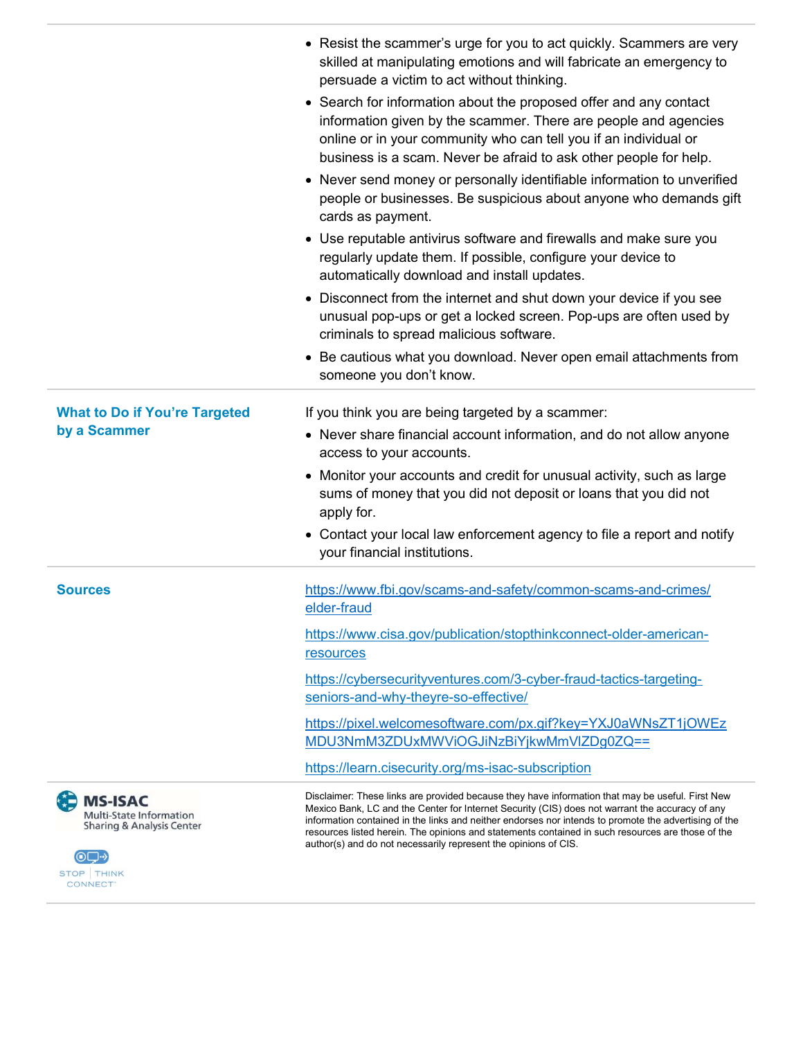- Resist the scammer's urge for you to act quickly. Scammers are very skilled at manipulating emotions and will fabricate an emergency to persuade a victim to act without thinking.
- Search for information about the proposed offer and any contact information given by the scammer. There are people and agencies online or in your community who can tell you if an individual or business is a scam. Never be afraid to ask other people for help.
- Never send money or personally identifiable information to unverified people or businesses. Be suspicious about anyone who demands gift cards as payment.
- Use reputable antivirus software and firewalls and make sure you regularly update them. If possible, configure your device to automatically download and install updates.
- Disconnect from the internet and shut down your device if you see unusual pop-ups or get a locked screen. Pop-ups are often used by criminals to spread malicious software.
- Be cautious what you download. Never open email attachments from someone you don't know.

## What to Do if You're Targeted by a Scammer

If you think you are being targeted by a scammer:

- Never share financial account information, and do not allow anyone access to your accounts.
- Monitor your accounts and credit for unusual activity, such as large sums of money that you did not deposit or loans that you did not apply for.
- Contact your local law enforcement agency to file a report and notify your financial institutions.

## Sources

https://www.fbi.gov/scams-and-safety/common-scams-and-crimes/elder-fraud

https://www.cisa.gov/publication/stopthinkconnect-older-american-resources

https://cybersecurityventures.com/3-cyber-fraud-tactics-targeting-seniors-and-why-theyre-so-effective/

https://pixel.welcomesoftware.com/px.gif?key=YXJ0aWNsZT1jOWEzMDU3NmM3ZDUxMWViOGJiNzBiYjkwMmVlZDg0ZQ==

https://learn.cisecurity.org/ms-isac-subscription

MS-ISAC
Multi-State Information Sharing & Analysis Center

STOP | THINK CONNECT

Disclaimer: These links are provided because they have information that may be useful. First New Mexico Bank, LC and the Center for Internet Security (CIS) does not warrant the accuracy of any information contained in the links and neither endorses nor intends to promote the advertising of the resources listed herein. The opinions and statements contained in such resources are those of the author(s) and do not necessarily represent the opinions of CIS.